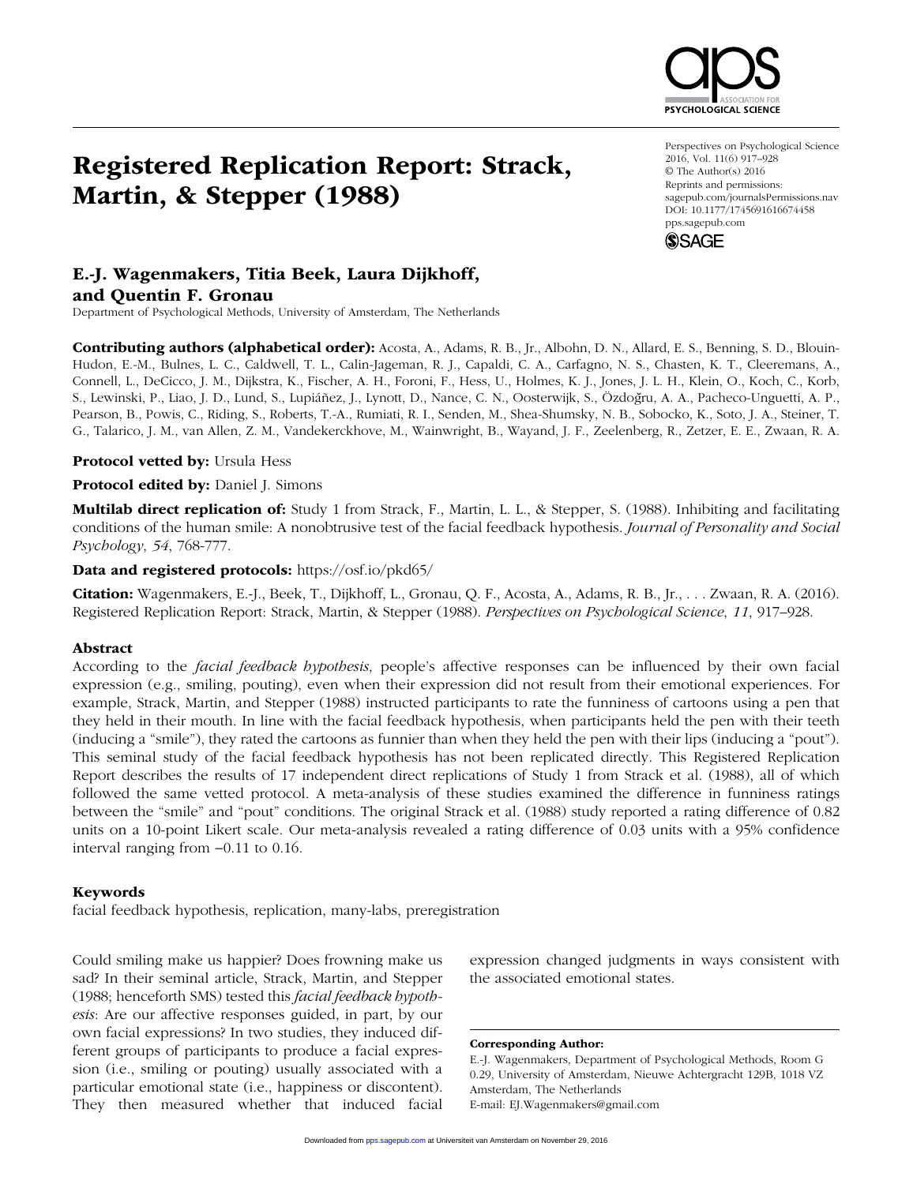# Registered Replication Report: Strack, Martin, & Stepper (1988)

Perspectives on Psychological Science
2016, Vol. 11(6) 917–928
© The Author(s) 2016
Reprints and permissions:
sagepub.com/journalsPermissions.nav
DOI: 10.1177/1745691616674458
pps.sagepub.com

## E.-J. Wagenmakers, Titia Beek, Laura Dijkhoff, and Quentin F. Gronau

Department of Psychological Methods, University of Amsterdam, The Netherlands

**Contributing authors (alphabetical order):** Acosta, A., Adams, R. B., Jr., Albohn, D. N., Allard, E. S., Benning, S. D., Blouin-Hudon, E.-M., Bulnes, L. C., Caldwell, T. L., Calin-Jageman, R. J., Capaldi, C. A., Carfagno, N. S., Chasten, K. T., Cleeremans, A., Connell, L., DeCicco, J. M., Dijkstra, K., Fischer, A. H., Foroni, F., Hess, U., Holmes, K. J., Jones, J. L. H., Klein, O., Koch, C., Korb, S., Lewinski, P., Liao, J. D., Lund, S., Lupiáñez, J., Lynott, D., Nance, C. N., Oosterwijk, S., Özdoğru, A. A., Pacheco-Unguetti, A. P., Pearson, B., Powis, C., Riding, S., Roberts, T.-A., Rumiati, R. I., Senden, M., Shea-Shumsky, N. B., Sobocko, K., Soto, J. A., Steiner, T. G., Talarico, J. M., van Allen, Z. M., Vandekerckhove, M., Wainwright, B., Wayand, J. F., Zeelenberg, R., Zetzer, E. E., Zwaan, R. A.

**Protocol vetted by:** Ursula Hess

**Protocol edited by:** Daniel J. Simons

**Multilab direct replication of:** Study 1 from Strack, F., Martin, L. L., & Stepper, S. (1988). Inhibiting and facilitating conditions of the human smile: A nonobtrusive test of the facial feedback hypothesis. *Journal of Personality and Social Psychology*, *54*, 768-777.

**Data and registered protocols:** https://osf.io/pkd65/

**Citation:** Wagenmakers, E.-J., Beek, T., Dijkhoff, L., Gronau, Q. F., Acosta, A., Adams, R. B., Jr., . . . Zwaan, R. A. (2016). Registered Replication Report: Strack, Martin, & Stepper (1988). *Perspectives on Psychological Science*, *11*, 917–928.

### Abstract

According to the *facial feedback hypothesis*, people's affective responses can be influenced by their own facial expression (e.g., smiling, pouting), even when their expression did not result from their emotional experiences. For example, Strack, Martin, and Stepper (1988) instructed participants to rate the funniness of cartoons using a pen that they held in their mouth. In line with the facial feedback hypothesis, when participants held the pen with their teeth (inducing a "smile"), they rated the cartoons as funnier than when they held the pen with their lips (inducing a "pout"). This seminal study of the facial feedback hypothesis has not been replicated directly. This Registered Replication Report describes the results of 17 independent direct replications of Study 1 from Strack et al. (1988), all of which followed the same vetted protocol. A meta-analysis of these studies examined the difference in funniness ratings between the "smile" and "pout" conditions. The original Strack et al. (1988) study reported a rating difference of 0.82 units on a 10-point Likert scale. Our meta-analysis revealed a rating difference of 0.03 units with a 95% confidence interval ranging from −0.11 to 0.16.

### Keywords

facial feedback hypothesis, replication, many-labs, preregistration

Could smiling make us happier? Does frowning make us sad? In their seminal article, Strack, Martin, and Stepper (1988; henceforth SMS) tested this *facial feedback hypothesis*: Are our affective responses guided, in part, by our own facial expressions? In two studies, they induced different groups of participants to produce a facial expression (i.e., smiling or pouting) usually associated with a particular emotional state (i.e., happiness or discontent). They then measured whether that induced facial expression changed judgments in ways consistent with the associated emotional states.

**Corresponding Author:**
E.-J. Wagenmakers, Department of Psychological Methods, Room G 0.29, University of Amsterdam, Nieuwe Achtergracht 129B, 1018 VZ Amsterdam, The Netherlands
E-mail: EJ.Wagenmakers@gmail.com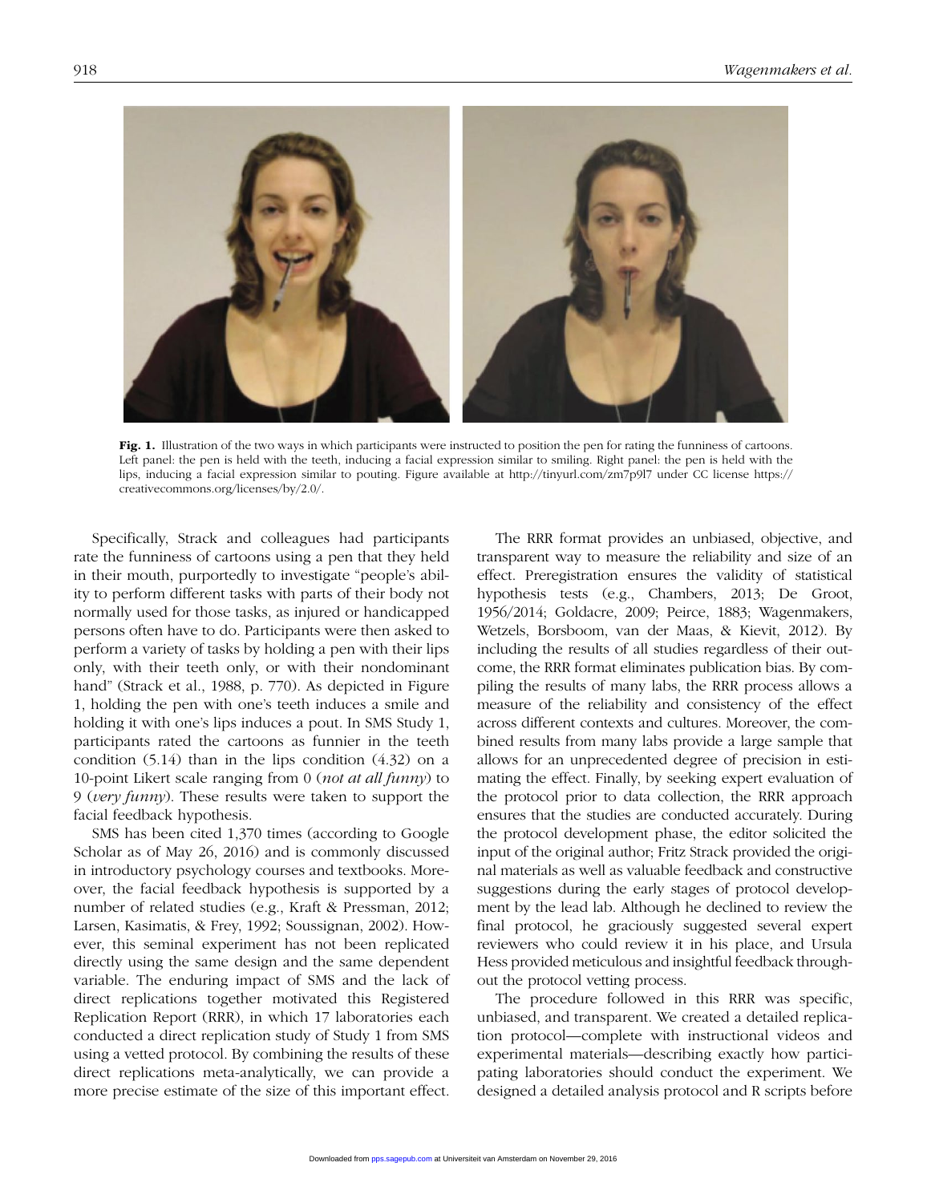**Fig. 1.** Illustration of the two ways in which participants were instructed to position the pen for rating the funniness of cartoons. Left panel: the pen is held with the teeth, inducing a facial expression similar to smiling. Right panel: the pen is held with the lips, inducing a facial expression similar to pouting. Figure available at http://tinyurl.com/zm7p9l7 under CC license https://creativecommons.org/licenses/by/2.0/.

Specifically, Strack and colleagues had participants rate the funniness of cartoons using a pen that they held in their mouth, purportedly to investigate "people's ability to perform different tasks with parts of their body not normally used for those tasks, as injured or handicapped persons often have to do. Participants were then asked to perform a variety of tasks by holding a pen with their lips only, with their teeth only, or with their nondominant hand" (Strack et al., 1988, p. 770). As depicted in Figure 1, holding the pen with one's teeth induces a smile and holding it with one's lips induces a pout. In SMS Study 1, participants rated the cartoons as funnier in the teeth condition (5.14) than in the lips condition (4.32) on a 10-point Likert scale ranging from 0 (*not at all funny*) to 9 (*very funny*). These results were taken to support the facial feedback hypothesis.

SMS has been cited 1,370 times (according to Google Scholar as of May 26, 2016) and is commonly discussed in introductory psychology courses and textbooks. Moreover, the facial feedback hypothesis is supported by a number of related studies (e.g., Kraft & Pressman, 2012; Larsen, Kasimatis, & Frey, 1992; Soussignan, 2002). However, this seminal experiment has not been replicated directly using the same design and the same dependent variable. The enduring impact of SMS and the lack of direct replications together motivated this Registered Replication Report (RRR), in which 17 laboratories each conducted a direct replication study of Study 1 from SMS using a vetted protocol. By combining the results of these direct replications meta-analytically, we can provide a more precise estimate of the size of this important effect.

The RRR format provides an unbiased, objective, and transparent way to measure the reliability and size of an effect. Preregistration ensures the validity of statistical hypothesis tests (e.g., Chambers, 2013; De Groot, 1956/2014; Goldacre, 2009; Peirce, 1883; Wagenmakers, Wetzels, Borsboom, van der Maas, & Kievit, 2012). By including the results of all studies regardless of their outcome, the RRR format eliminates publication bias. By compiling the results of many labs, the RRR process allows a measure of the reliability and consistency of the effect across different contexts and cultures. Moreover, the combined results from many labs provide a large sample that allows for an unprecedented degree of precision in estimating the effect. Finally, by seeking expert evaluation of the protocol prior to data collection, the RRR approach ensures that the studies are conducted accurately. During the protocol development phase, the editor solicited the input of the original author; Fritz Strack provided the original materials as well as valuable feedback and constructive suggestions during the early stages of protocol development by the lead lab. Although he declined to review the final protocol, he graciously suggested several expert reviewers who could review it in his place, and Ursula Hess provided meticulous and insightful feedback throughout the protocol vetting process.

The procedure followed in this RRR was specific, unbiased, and transparent. We created a detailed replication protocol—complete with instructional videos and experimental materials—describing exactly how participating laboratories should conduct the experiment. We designed a detailed analysis protocol and R scripts before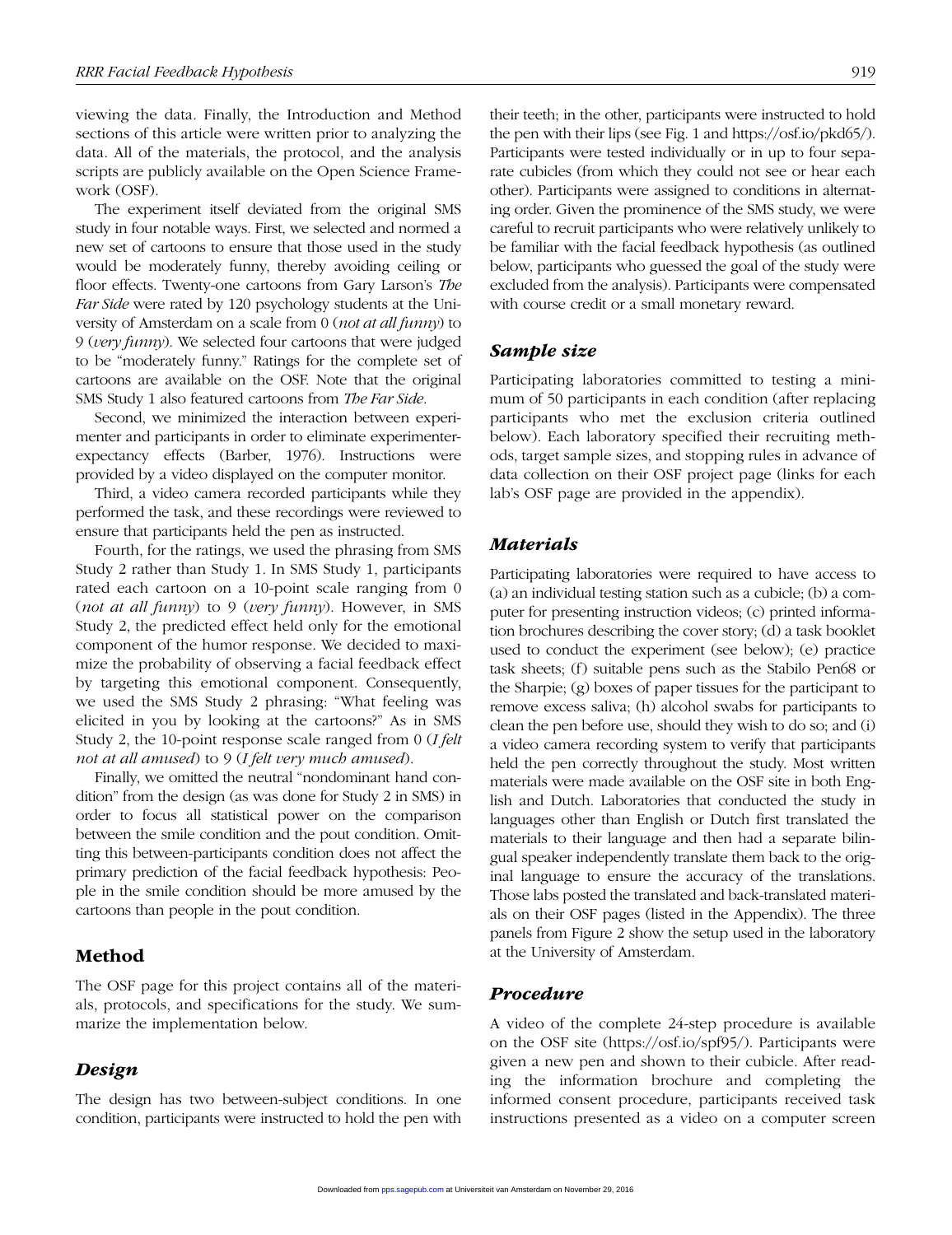viewing the data. Finally, the Introduction and Method sections of this article were written prior to analyzing the data. All of the materials, the protocol, and the analysis scripts are publicly available on the Open Science Framework (OSF).

The experiment itself deviated from the original SMS study in four notable ways. First, we selected and normed a new set of cartoons to ensure that those used in the study would be moderately funny, thereby avoiding ceiling or floor effects. Twenty-one cartoons from Gary Larson's *The Far Side* were rated by 120 psychology students at the University of Amsterdam on a scale from 0 (*not at all funny*) to 9 (*very funny*). We selected four cartoons that were judged to be "moderately funny." Ratings for the complete set of cartoons are available on the OSF. Note that the original SMS Study 1 also featured cartoons from *The Far Side*.

Second, we minimized the interaction between experimenter and participants in order to eliminate experimenter-expectancy effects (Barber, 1976). Instructions were provided by a video displayed on the computer monitor.

Third, a video camera recorded participants while they performed the task, and these recordings were reviewed to ensure that participants held the pen as instructed.

Fourth, for the ratings, we used the phrasing from SMS Study 2 rather than Study 1. In SMS Study 1, participants rated each cartoon on a 10-point scale ranging from 0 (*not at all funny*) to 9 (*very funny*). However, in SMS Study 2, the predicted effect held only for the emotional component of the humor response. We decided to maximize the probability of observing a facial feedback effect by targeting this emotional component. Consequently, we used the SMS Study 2 phrasing: "What feeling was elicited in you by looking at the cartoons?" As in SMS Study 2, the 10-point response scale ranged from 0 (*I felt not at all amused*) to 9 (*I felt very much amused*).

Finally, we omitted the neutral "nondominant hand condition" from the design (as was done for Study 2 in SMS) in order to focus all statistical power on the comparison between the smile condition and the pout condition. Omitting this between-participants condition does not affect the primary prediction of the facial feedback hypothesis: People in the smile condition should be more amused by the cartoons than people in the pout condition.

## Method

The OSF page for this project contains all of the materials, protocols, and specifications for the study. We summarize the implementation below.

### *Design*

The design has two between-subject conditions. In one condition, participants were instructed to hold the pen with their teeth; in the other, participants were instructed to hold the pen with their lips (see Fig. 1 and https://osf.io/pkd65/). Participants were tested individually or in up to four separate cubicles (from which they could not see or hear each other). Participants were assigned to conditions in alternating order. Given the prominence of the SMS study, we were careful to recruit participants who were relatively unlikely to be familiar with the facial feedback hypothesis (as outlined below, participants who guessed the goal of the study were excluded from the analysis). Participants were compensated with course credit or a small monetary reward.

### *Sample size*

Participating laboratories committed to testing a minimum of 50 participants in each condition (after replacing participants who met the exclusion criteria outlined below). Each laboratory specified their recruiting methods, target sample sizes, and stopping rules in advance of data collection on their OSF project page (links for each lab's OSF page are provided in the appendix).

### *Materials*

Participating laboratories were required to have access to (a) an individual testing station such as a cubicle; (b) a computer for presenting instruction videos; (c) printed information brochures describing the cover story; (d) a task booklet used to conduct the experiment (see below); (e) practice task sheets; (f) suitable pens such as the Stabilo Pen68 or the Sharpie; (g) boxes of paper tissues for the participant to remove excess saliva; (h) alcohol swabs for participants to clean the pen before use, should they wish to do so; and (i) a video camera recording system to verify that participants held the pen correctly throughout the study. Most written materials were made available on the OSF site in both English and Dutch. Laboratories that conducted the study in languages other than English or Dutch first translated the materials to their language and then had a separate bilingual speaker independently translate them back to the original language to ensure the accuracy of the translations. Those labs posted the translated and back-translated materials on their OSF pages (listed in the Appendix). The three panels from Figure 2 show the setup used in the laboratory at the University of Amsterdam.

### *Procedure*

A video of the complete 24-step procedure is available on the OSF site (https://osf.io/spf95/). Participants were given a new pen and shown to their cubicle. After reading the information brochure and completing the informed consent procedure, participants received task instructions presented as a video on a computer screen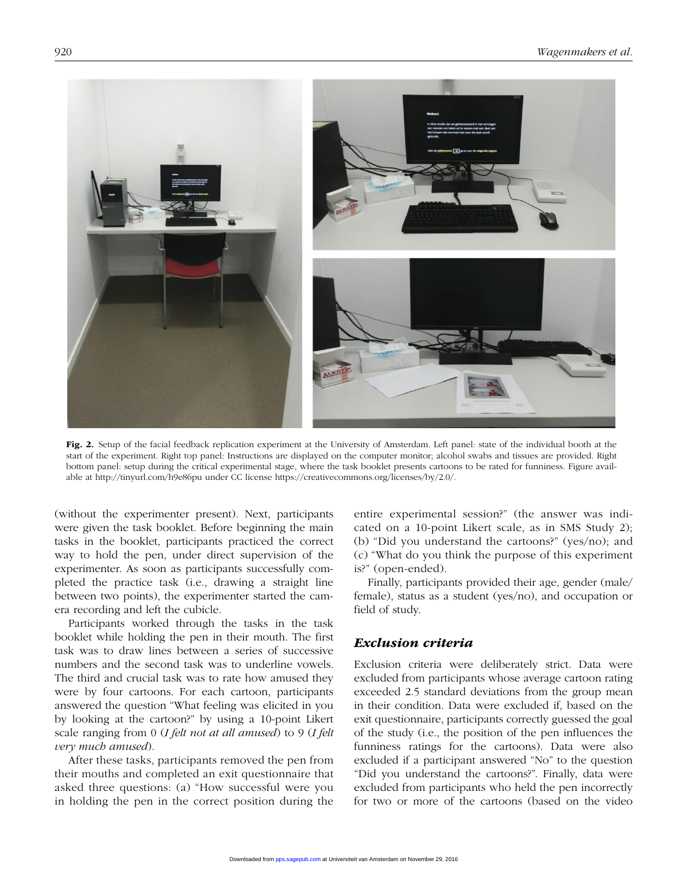Fig. 2. Setup of the facial feedback replication experiment at the University of Amsterdam. Left panel: state of the individual booth at the start of the experiment. Right top panel: Instructions are displayed on the computer monitor; alcohol swabs and tissues are provided. Right bottom panel: setup during the critical experimental stage, where the task booklet presents cartoons to be rated for funniness. Figure available at http://tinyurl.com/h9e86pu under CC license https://creativecommons.org/licenses/by/2.0/.

(without the experimenter present). Next, participants were given the task booklet. Before beginning the main tasks in the booklet, participants practiced the correct way to hold the pen, under direct supervision of the experimenter. As soon as participants successfully completed the practice task (i.e., drawing a straight line between two points), the experimenter started the camera recording and left the cubicle.

Participants worked through the tasks in the task booklet while holding the pen in their mouth. The first task was to draw lines between a series of successive numbers and the second task was to underline vowels. The third and crucial task was to rate how amused they were by four cartoons. For each cartoon, participants answered the question "What feeling was elicited in you by looking at the cartoon?" by using a 10-point Likert scale ranging from 0 (*I felt not at all amused*) to 9 (*I felt very much amused*).

After these tasks, participants removed the pen from their mouths and completed an exit questionnaire that asked three questions: (a) "How successful were you in holding the pen in the correct position during the entire experimental session?" (the answer was indicated on a 10-point Likert scale, as in SMS Study 2); (b) "Did you understand the cartoons?" (yes/no); and (c) "What do you think the purpose of this experiment is?" (open-ended).

Finally, participants provided their age, gender (male/female), status as a student (yes/no), and occupation or field of study.

### *Exclusion criteria*

Exclusion criteria were deliberately strict. Data were excluded from participants whose average cartoon rating exceeded 2.5 standard deviations from the group mean in their condition. Data were excluded if, based on the exit questionnaire, participants correctly guessed the goal of the study (i.e., the position of the pen influences the funniness ratings for the cartoons). Data were also excluded if a participant answered "No" to the question "Did you understand the cartoons?". Finally, data were excluded from participants who held the pen incorrectly for two or more of the cartoons (based on the video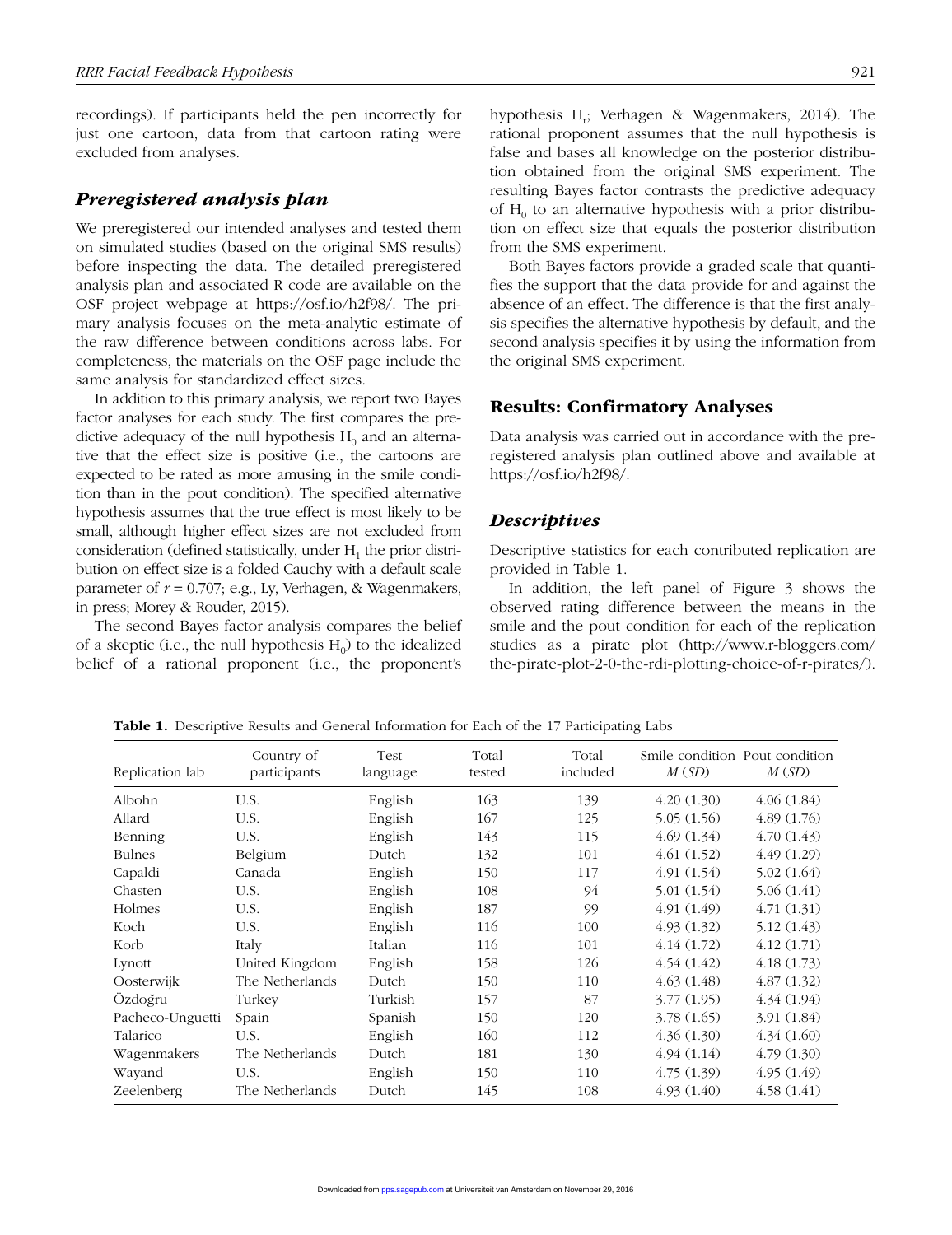recordings). If participants held the pen incorrectly for just one cartoon, data from that cartoon rating were excluded from analyses.

### *Preregistered analysis plan*

We preregistered our intended analyses and tested them on simulated studies (based on the original SMS results) before inspecting the data. The detailed preregistered analysis plan and associated R code are available on the OSF project webpage at https://osf.io/h2f98/. The primary analysis focuses on the meta-analytic estimate of the raw difference between conditions across labs. For completeness, the materials on the OSF page include the same analysis for standardized effect sizes.

In addition to this primary analysis, we report two Bayes factor analyses for each study. The first compares the predictive adequacy of the null hypothesis $H_0$ and an alternative that the effect size is positive (i.e., the cartoons are expected to be rated as more amusing in the smile condition than in the pout condition). The specified alternative hypothesis assumes that the true effect is most likely to be small, although higher effect sizes are not excluded from consideration (defined statistically, under $H_1$ the prior distribution on effect size is a folded Cauchy with a default scale parameter of $r = 0.707$; e.g., Ly, Verhagen, & Wagenmakers, in press; Morey & Rouder, 2015).

The second Bayes factor analysis compares the belief of a skeptic (i.e., the null hypothesis $H_0$) to the idealized belief of a rational proponent (i.e., the proponent's hypothesis $H_r$; Verhagen & Wagenmakers, 2014). The rational proponent assumes that the null hypothesis is false and bases all knowledge on the posterior distribution obtained from the original SMS experiment. The resulting Bayes factor contrasts the predictive adequacy of $H_0$ to an alternative hypothesis with a prior distribution on effect size that equals the posterior distribution from the SMS experiment.

Both Bayes factors provide a graded scale that quantifies the support that the data provide for and against the absence of an effect. The difference is that the first analysis specifies the alternative hypothesis by default, and the second analysis specifies it by using the information from the original SMS experiment.

## Results: Confirmatory Analyses

Data analysis was carried out in accordance with the preregistered analysis plan outlined above and available at https://osf.io/h2f98/.

### *Descriptives*

Descriptive statistics for each contributed replication are provided in Table 1.

In addition, the left panel of Figure 3 shows the observed rating difference between the means in the smile and the pout condition for each of the replication studies as a pirate plot (http://www.r-bloggers.com/the-pirate-plot-2-0-the-rdi-plotting-choice-of-r-pirates/).

**Table 1.** Descriptive Results and General Information for Each of the 17 Participating Labs

| Replication lab | Country of participants | Test language | Total tested | Total included | Smile condition *M* (*SD*) | Pout condition *M* (*SD*) |
|---|---|---|---|---|---|---|
| Albohn | U.S. | English | 163 | 139 | 4.20 (1.30) | 4.06 (1.84) |
| Allard | U.S. | English | 167 | 125 | 5.05 (1.56) | 4.89 (1.76) |
| Benning | U.S. | English | 143 | 115 | 4.69 (1.34) | 4.70 (1.43) |
| Bulnes | Belgium | Dutch | 132 | 101 | 4.61 (1.52) | 4.49 (1.29) |
| Capaldi | Canada | English | 150 | 117 | 4.91 (1.54) | 5.02 (1.64) |
| Chasten | U.S. | English | 108 | 94 | 5.01 (1.54) | 5.06 (1.41) |
| Holmes | U.S. | English | 187 | 99 | 4.91 (1.49) | 4.71 (1.31) |
| Koch | U.S. | English | 116 | 100 | 4.93 (1.32) | 5.12 (1.43) |
| Korb | Italy | Italian | 116 | 101 | 4.14 (1.72) | 4.12 (1.71) |
| Lynott | United Kingdom | English | 158 | 126 | 4.54 (1.42) | 4.18 (1.73) |
| Oosterwijk | The Netherlands | Dutch | 150 | 110 | 4.63 (1.48) | 4.87 (1.32) |
| Özdoğru | Turkey | Turkish | 157 | 87 | 3.77 (1.95) | 4.34 (1.94) |
| Pacheco-Unguetti | Spain | Spanish | 150 | 120 | 3.78 (1.65) | 3.91 (1.84) |
| Talarico | U.S. | English | 160 | 112 | 4.36 (1.30) | 4.34 (1.60) |
| Wagenmakers | The Netherlands | Dutch | 181 | 130 | 4.94 (1.14) | 4.79 (1.30) |
| Wayand | U.S. | English | 150 | 110 | 4.75 (1.39) | 4.95 (1.49) |
| Zeelenberg | The Netherlands | Dutch | 145 | 108 | 4.93 (1.40) | 4.58 (1.41) |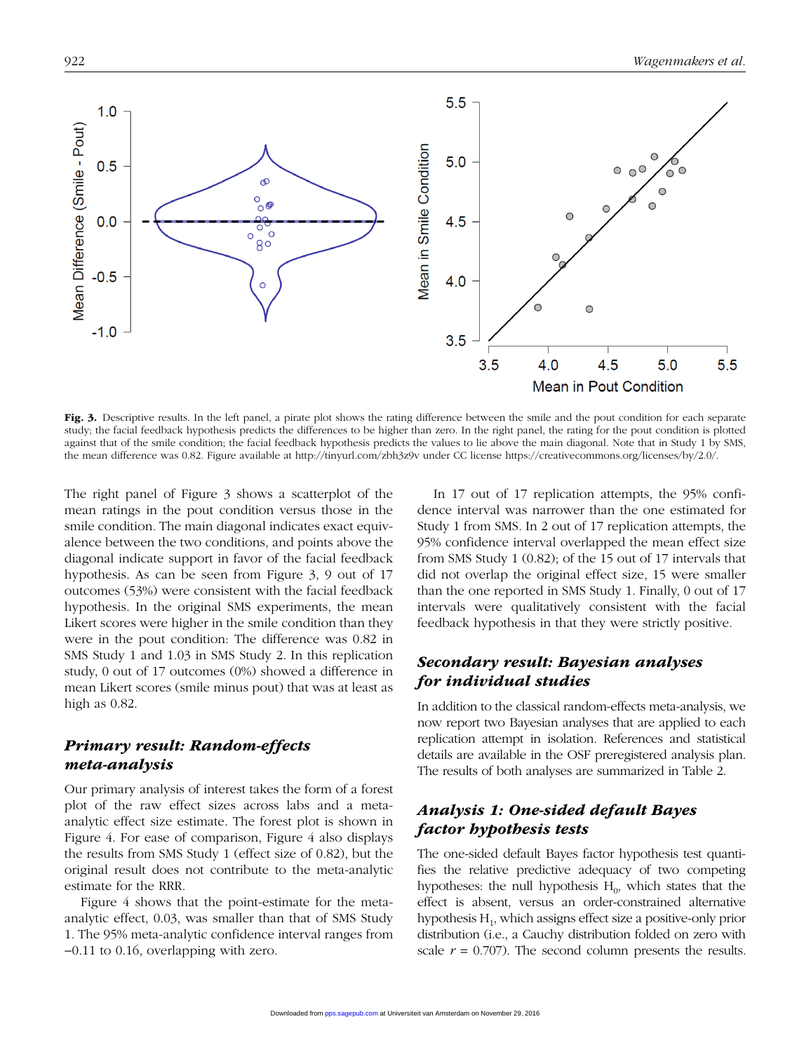**Fig. 3.** Descriptive results. In the left panel, a pirate plot shows the rating difference between the smile and the pout condition for each separate study; the facial feedback hypothesis predicts the differences to be higher than zero. In the right panel, the rating for the pout condition is plotted against that of the smile condition; the facial feedback hypothesis predicts the values to lie above the main diagonal. Note that in Study 1 by SMS, the mean difference was 0.82. Figure available at http://tinyurl.com/zbh3z9v under CC license https://creativecommons.org/licenses/by/2.0/.

The right panel of Figure 3 shows a scatterplot of the mean ratings in the pout condition versus those in the smile condition. The main diagonal indicates exact equivalence between the two conditions, and points above the diagonal indicate support in favor of the facial feedback hypothesis. As can be seen from Figure 3, 9 out of 17 outcomes (53%) were consistent with the facial feedback hypothesis. In the original SMS experiments, the mean Likert scores were higher in the smile condition than they were in the pout condition: The difference was 0.82 in SMS Study 1 and 1.03 in SMS Study 2. In this replication study, 0 out of 17 outcomes (0%) showed a difference in mean Likert scores (smile minus pout) that was at least as high as 0.82.

## Primary result: Random-effects meta-analysis

Our primary analysis of interest takes the form of a forest plot of the raw effect sizes across labs and a meta-analytic effect size estimate. The forest plot is shown in Figure 4. For ease of comparison, Figure 4 also displays the results from SMS Study 1 (effect size of 0.82), but the original result does not contribute to the meta-analytic estimate for the RRR.

Figure 4 shows that the point-estimate for the meta-analytic effect, 0.03, was smaller than that of SMS Study 1. The 95% meta-analytic confidence interval ranges from –0.11 to 0.16, overlapping with zero.

In 17 out of 17 replication attempts, the 95% confidence interval was narrower than the one estimated for Study 1 from SMS. In 2 out of 17 replication attempts, the 95% confidence interval overlapped the mean effect size from SMS Study 1 (0.82); of the 15 out of 17 intervals that did not overlap the original effect size, 15 were smaller than the one reported in SMS Study 1. Finally, 0 out of 17 intervals were qualitatively consistent with the facial feedback hypothesis in that they were strictly positive.

## Secondary result: Bayesian analyses for individual studies

In addition to the classical random-effects meta-analysis, we now report two Bayesian analyses that are applied to each replication attempt in isolation. References and statistical details are available in the OSF preregistered analysis plan. The results of both analyses are summarized in Table 2.

## Analysis 1: One-sided default Bayes factor hypothesis tests

The one-sided default Bayes factor hypothesis test quantifies the relative predictive adequacy of two competing hypotheses: the null hypothesis $H_0$, which states that the effect is absent, versus an order-constrained alternative hypothesis $H_1$, which assigns effect size a positive-only prior distribution (i.e., a Cauchy distribution folded on zero with scale $r$ = 0.707). The second column presents the results.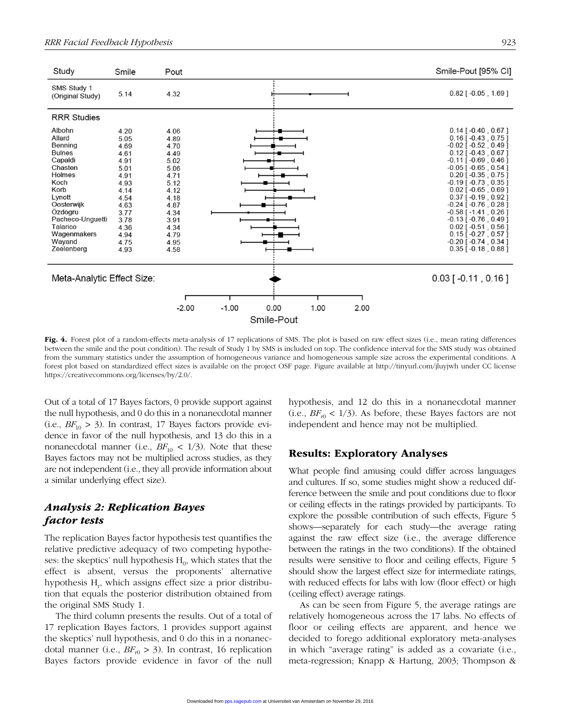| Study | Smile | Pout | Smile-Pout [95% CI] |
|---|---|---|---|
| SMS Study 1 (Original Study) | 5.14 | 4.32 | 0.82 [ -0.05 , 1.69 ] |
| **RRR Studies** | | | |
| Albohn | 4.20 | 4.06 | 0.14 [ -0.40 , 0.67 ] |
| Allard | 5.05 | 4.89 | 0.16 [ -0.43 , 0.75 ] |
| Benning | 4.69 | 4.70 | -0.02 [ -0.52 , 0.49 ] |
| Bulnes | 4.61 | 4.49 | 0.12 [ -0.43 , 0.67 ] |
| Capaldi | 4.91 | 5.02 | -0.11 [ -0.69 , 0.46 ] |
| Chasten | 5.01 | 5.06 | -0.05 [ -0.65 , 0.54 ] |
| Holmes | 4.91 | 4.71 | 0.20 [ -0.35 , 0.75 ] |
| Koch | 4.93 | 5.12 | -0.19 [ -0.73 , 0.35 ] |
| Korb | 4.14 | 4.12 | 0.02 [ -0.65 , 0.69 ] |
| Lynott | 4.54 | 4.18 | 0.37 [ -0.19 , 0.92 ] |
| Oosterwijk | 4.63 | 4.87 | -0.24 [ -0.76 , 0.28 ] |
| Özdogru | 3.77 | 4.34 | -0.58 [ -1.41 , 0.26 ] |
| Pacheco-Unguetti | 3.78 | 3.91 | -0.13 [ -0.76 , 0.49 ] |
| Talarico | 4.36 | 4.34 | 0.02 [ -0.51 , 0.56 ] |
| Wagenmakers | 4.94 | 4.79 | 0.15 [ -0.27 , 0.57 ] |
| Wayand | 4.75 | 4.95 | -0.20 [ -0.74 , 0.34 ] |
| Zeelenberg | 4.93 | 4.58 | 0.35 [ -0.18 , 0.88 ] |
| **Meta-Analytic Effect Size:** | | | 0.03 [ -0.11 , 0.16 ] |

**Fig. 4.** Forest plot of a random-effects meta-analysis of 17 replications of SMS. The plot is based on raw effect sizes (i.e., mean rating differences between the smile and the pout condition). The result of Study 1 by SMS is included on top. The confidence interval for the SMS study was obtained from the summary statistics under the assumption of homogeneous variance and homogeneous sample size across the experimental conditions. A forest plot based on standardized effect sizes is available on the project OSF page. Figure available at http://tinyurl.com/jluyjwh under CC license https://creativecommons.org/licenses/by/2.0/.

Out of a total of 17 Bayes factors, 0 provide support against the null hypothesis, and 0 do this in a nonanecdotal manner (i.e., $BF_{10} > 3$). In contrast, 17 Bayes factors provide evidence in favor of the null hypothesis, and 13 do this in a nonanecdotal manner (i.e., $BF_{10} < 1/3$). Note that these Bayes factors may not be multiplied across studies, as they are not independent (i.e., they all provide information about a similar underlying effect size).

### *Analysis 2: Replication Bayes factor tests*

The replication Bayes factor hypothesis test quantifies the relative predictive adequacy of two competing hypotheses: the skeptics' null hypothesis $H_0$, which states that the effect is absent, versus the proponents' alternative hypothesis $H_r$, which assigns effect size a prior distribution that equals the posterior distribution obtained from the original SMS Study 1.

The third column presents the results. Out of a total of 17 replication Bayes factors, 1 provides support against the skeptics' null hypothesis, and 0 do this in a nonanecdotal manner (i.e., $BF_{r0} > 3$). In contrast, 16 replication Bayes factors provide evidence in favor of the null hypothesis, and 12 do this in a nonanecdotal manner (i.e., $BF_{r0} < 1/3$). As before, these Bayes factors are not independent and hence may not be multiplied.

## Results: Exploratory Analyses

What people find amusing could differ across languages and cultures. If so, some studies might show a reduced difference between the smile and pout conditions due to floor or ceiling effects in the ratings provided by participants. To explore the possible contribution of such effects, Figure 5 shows—separately for each study—the average rating against the raw effect size (i.e., the average difference between the ratings in the two conditions). If the obtained results were sensitive to floor and ceiling effects, Figure 5 should show the largest effect size for intermediate ratings, with reduced effects for labs with low (floor effect) or high (ceiling effect) average ratings.

As can be seen from Figure 5, the average ratings are relatively homogeneous across the 17 labs. No effects of floor or ceiling effects are apparent, and hence we decided to forego additional exploratory meta-analyses in which "average rating" is added as a covariate (i.e., meta-regression; Knapp & Hartung, 2003; Thompson &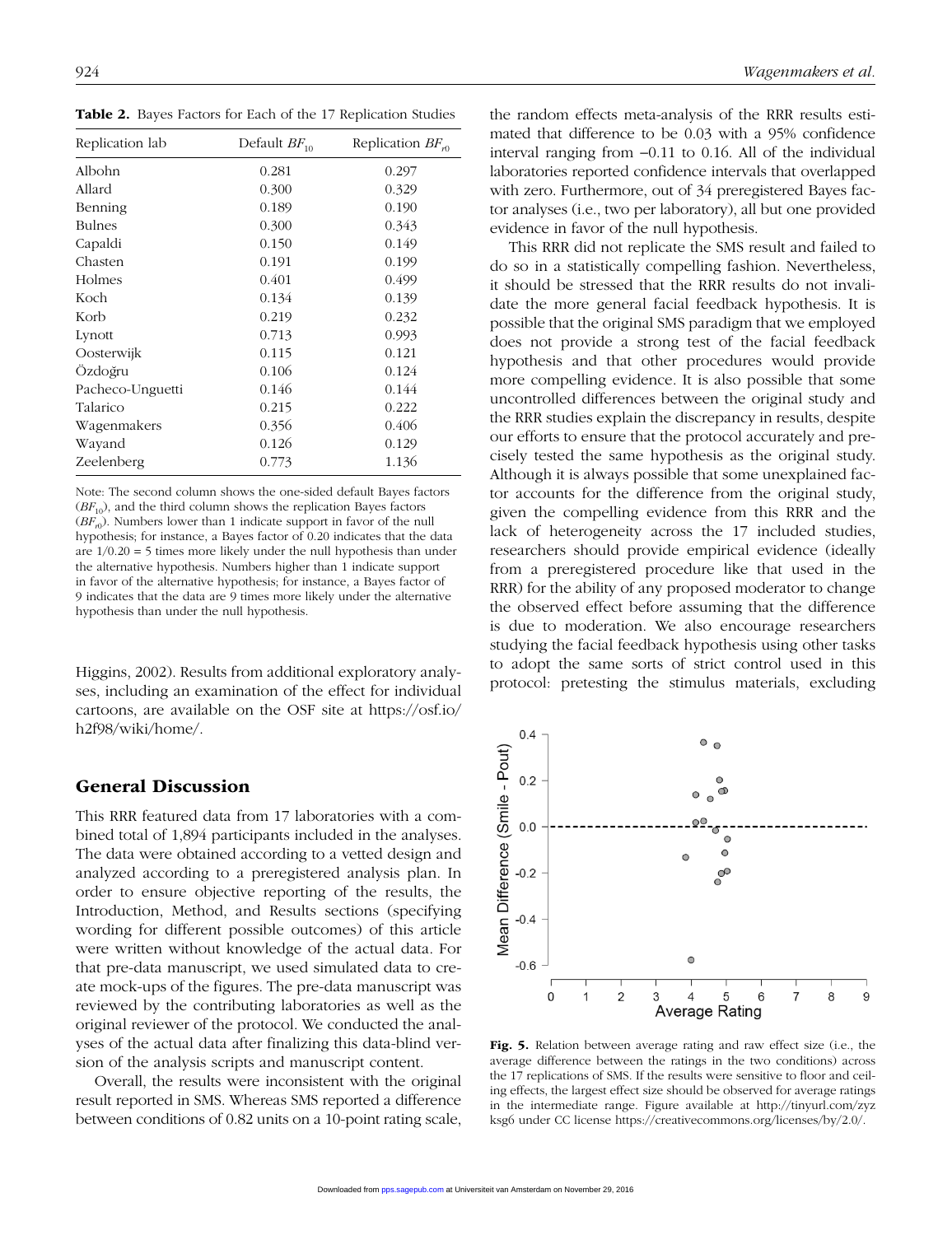**Table 2.** Bayes Factors for Each of the 17 Replication Studies

| Replication lab | Default $BF_{10}$ | Replication $BF_{r0}$ |
|---|---|---|
| Albohn | 0.281 | 0.297 |
| Allard | 0.300 | 0.329 |
| Benning | 0.189 | 0.190 |
| Bulnes | 0.300 | 0.343 |
| Capaldi | 0.150 | 0.149 |
| Chasten | 0.191 | 0.199 |
| Holmes | 0.401 | 0.499 |
| Koch | 0.134 | 0.139 |
| Korb | 0.219 | 0.232 |
| Lynott | 0.713 | 0.993 |
| Oosterwijk | 0.115 | 0.121 |
| Özdoğru | 0.106 | 0.124 |
| Pacheco-Unguetti | 0.146 | 0.144 |
| Talarico | 0.215 | 0.222 |
| Wagenmakers | 0.356 | 0.406 |
| Wayand | 0.126 | 0.129 |
| Zeelenberg | 0.773 | 1.136 |

Note: The second column shows the one-sided default Bayes factors ($BF_{10}$), and the third column shows the replication Bayes factors ($BF_{r0}$). Numbers lower than 1 indicate support in favor of the null hypothesis; for instance, a Bayes factor of 0.20 indicates that the data are 1/0.20 = 5 times more likely under the null hypothesis than under the alternative hypothesis. Numbers higher than 1 indicate support in favor of the alternative hypothesis; for instance, a Bayes factor of 9 indicates that the data are 9 times more likely under the alternative hypothesis than under the null hypothesis.

Higgins, 2002). Results from additional exploratory analyses, including an examination of the effect for individual cartoons, are available on the OSF site at https://osf.io/h2f98/wiki/home/.

## General Discussion

This RRR featured data from 17 laboratories with a combined total of 1,894 participants included in the analyses. The data were obtained according to a vetted design and analyzed according to a preregistered analysis plan. In order to ensure objective reporting of the results, the Introduction, Method, and Results sections (specifying wording for different possible outcomes) of this article were written without knowledge of the actual data. For that pre-data manuscript, we used simulated data to create mock-ups of the figures. The pre-data manuscript was reviewed by the contributing laboratories as well as the original reviewer of the protocol. We conducted the analyses of the actual data after finalizing this data-blind version of the analysis scripts and manuscript content.

Overall, the results were inconsistent with the original result reported in SMS. Whereas SMS reported a difference between conditions of 0.82 units on a 10-point rating scale, the random effects meta-analysis of the RRR results estimated that difference to be 0.03 with a 95% confidence interval ranging from −0.11 to 0.16. All of the individual laboratories reported confidence intervals that overlapped with zero. Furthermore, out of 34 preregistered Bayes factor analyses (i.e., two per laboratory), all but one provided evidence in favor of the null hypothesis.

This RRR did not replicate the SMS result and failed to do so in a statistically compelling fashion. Nevertheless, it should be stressed that the RRR results do not invalidate the more general facial feedback hypothesis. It is possible that the original SMS paradigm that we employed does not provide a strong test of the facial feedback hypothesis and that other procedures would provide more compelling evidence. It is also possible that some uncontrolled differences between the original study and the RRR studies explain the discrepancy in results, despite our efforts to ensure that the protocol accurately and precisely tested the same hypothesis as the original study. Although it is always possible that some unexplained factor accounts for the difference from the original study, given the compelling evidence from this RRR and the lack of heterogeneity across the 17 included studies, researchers should provide empirical evidence (ideally from a preregistered procedure like that used in the RRR) for the ability of any proposed moderator to change the observed effect before assuming that the difference is due to moderation. We also encourage researchers studying the facial feedback hypothesis using other tasks to adopt the same sorts of strict control used in this protocol: pretesting the stimulus materials, excluding

**Fig. 5.** Relation between average rating and raw effect size (i.e., the average difference between the ratings in the two conditions) across the 17 replications of SMS. If the results were sensitive to floor and ceiling effects, the largest effect size should be observed for average ratings in the intermediate range. Figure available at http://tinyurl.com/zyzksg6 under CC license https://creativecommons.org/licenses/by/2.0/.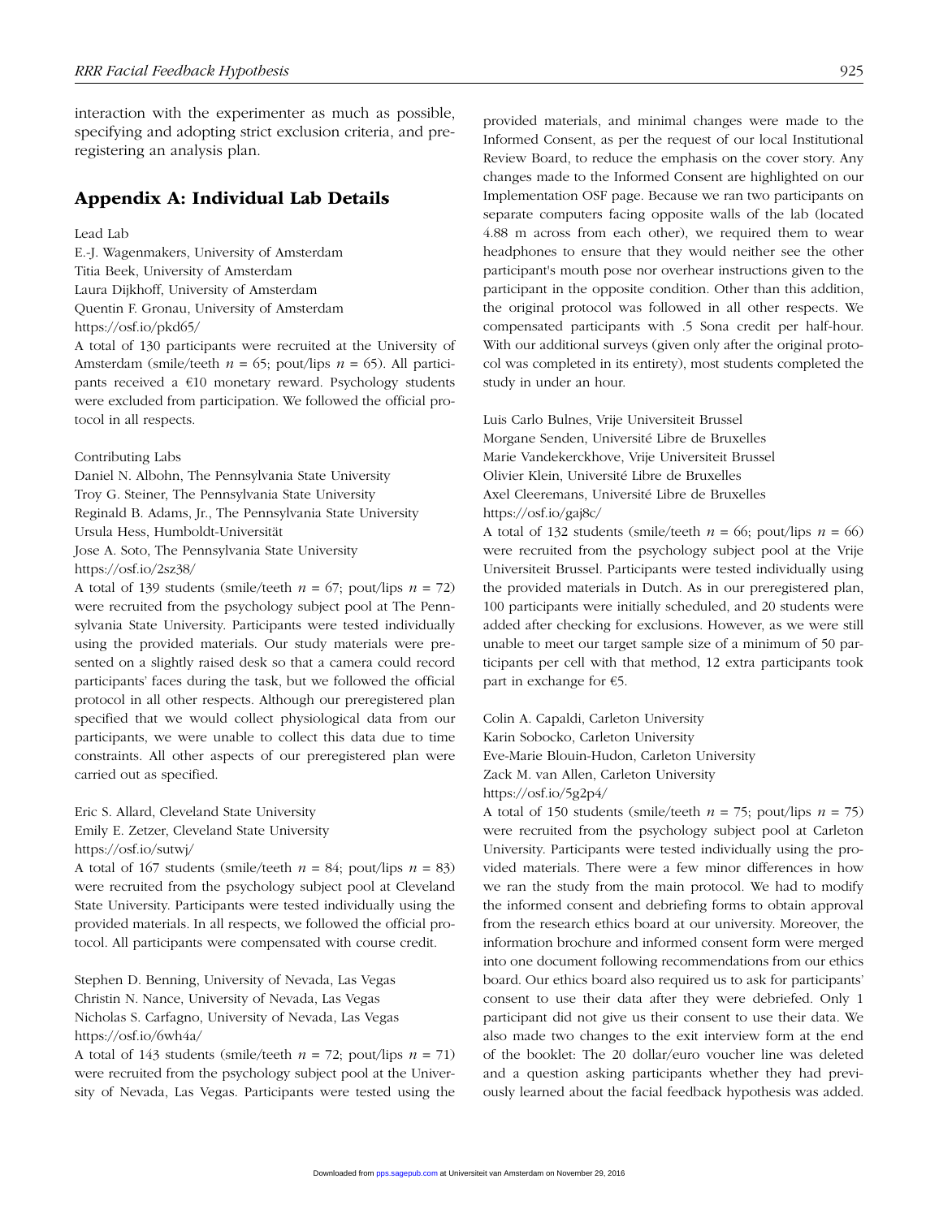interaction with the experimenter as much as possible, specifying and adopting strict exclusion criteria, and preregistering an analysis plan.

## Appendix A: Individual Lab Details

Lead Lab

E.-J. Wagenmakers, University of Amsterdam
Titia Beek, University of Amsterdam
Laura Dijkhoff, University of Amsterdam
Quentin F. Gronau, University of Amsterdam
https://osf.io/pkd65/

A total of 130 participants were recruited at the University of Amsterdam (smile/teeth $n$ = 65; pout/lips $n$ = 65). All participants received a €10 monetary reward. Psychology students were excluded from participation. We followed the official protocol in all respects.

Contributing Labs

Daniel N. Albohn, The Pennsylvania State University
Troy G. Steiner, The Pennsylvania State University
Reginald B. Adams, Jr., The Pennsylvania State University
Ursula Hess, Humboldt-Universität
Jose A. Soto, The Pennsylvania State University
https://osf.io/2sz38/

A total of 139 students (smile/teeth $n$ = 67; pout/lips $n$ = 72) were recruited from the psychology subject pool at The Pennsylvania State University. Participants were tested individually using the provided materials. Our study materials were presented on a slightly raised desk so that a camera could record participants' faces during the task, but we followed the official protocol in all other respects. Although our preregistered plan specified that we would collect physiological data from our participants, we were unable to collect this data due to time constraints. All other aspects of our preregistered plan were carried out as specified.

Eric S. Allard, Cleveland State University
Emily E. Zetzer, Cleveland State University
https://osf.io/sutwj/

A total of 167 students (smile/teeth $n$ = 84; pout/lips $n$ = 83) were recruited from the psychology subject pool at Cleveland State University. Participants were tested individually using the provided materials. In all respects, we followed the official protocol. All participants were compensated with course credit.

Stephen D. Benning, University of Nevada, Las Vegas
Christin N. Nance, University of Nevada, Las Vegas
Nicholas S. Carfagno, University of Nevada, Las Vegas
https://osf.io/6wh4a/

A total of 143 students (smile/teeth $n$ = 72; pout/lips $n$ = 71) were recruited from the psychology subject pool at the University of Nevada, Las Vegas. Participants were tested using the provided materials, and minimal changes were made to the Informed Consent, as per the request of our local Institutional Review Board, to reduce the emphasis on the cover story. Any changes made to the Informed Consent are highlighted on our Implementation OSF page. Because we ran two participants on separate computers facing opposite walls of the lab (located 4.88 m across from each other), we required them to wear headphones to ensure that they would neither see the other participant's mouth pose nor overhear instructions given to the participant in the opposite condition. Other than this addition, the original protocol was followed in all other respects. We compensated participants with .5 Sona credit per half-hour. With our additional surveys (given only after the original protocol was completed in its entirety), most students completed the study in under an hour.

Luis Carlo Bulnes, Vrije Universiteit Brussel
Morgane Senden, Université Libre de Bruxelles
Marie Vandekerckhove, Vrije Universiteit Brussel
Olivier Klein, Université Libre de Bruxelles
Axel Cleeremans, Université Libre de Bruxelles
https://osf.io/gaj8c/

A total of 132 students (smile/teeth $n$ = 66; pout/lips $n$ = 66) were recruited from the psychology subject pool at the Vrije Universiteit Brussel. Participants were tested individually using the provided materials in Dutch. As in our preregistered plan, 100 participants were initially scheduled, and 20 students were added after checking for exclusions. However, as we were still unable to meet our target sample size of a minimum of 50 participants per cell with that method, 12 extra participants took part in exchange for €5.

Colin A. Capaldi, Carleton University
Karin Sobocko, Carleton University
Eve-Marie Blouin-Hudon, Carleton University
Zack M. van Allen, Carleton University
https://osf.io/5g2p4/

A total of 150 students (smile/teeth $n$ = 75; pout/lips $n$ = 75) were recruited from the psychology subject pool at Carleton University. Participants were tested individually using the provided materials. There were a few minor differences in how we ran the study from the main protocol. We had to modify the informed consent and debriefing forms to obtain approval from the research ethics board at our university. Moreover, the information brochure and informed consent form were merged into one document following recommendations from our ethics board. Our ethics board also required us to ask for participants' consent to use their data after they were debriefed. Only 1 participant did not give us their consent to use their data. We also made two changes to the exit interview form at the end of the booklet: The 20 dollar/euro voucher line was deleted and a question asking participants whether they had previously learned about the facial feedback hypothesis was added.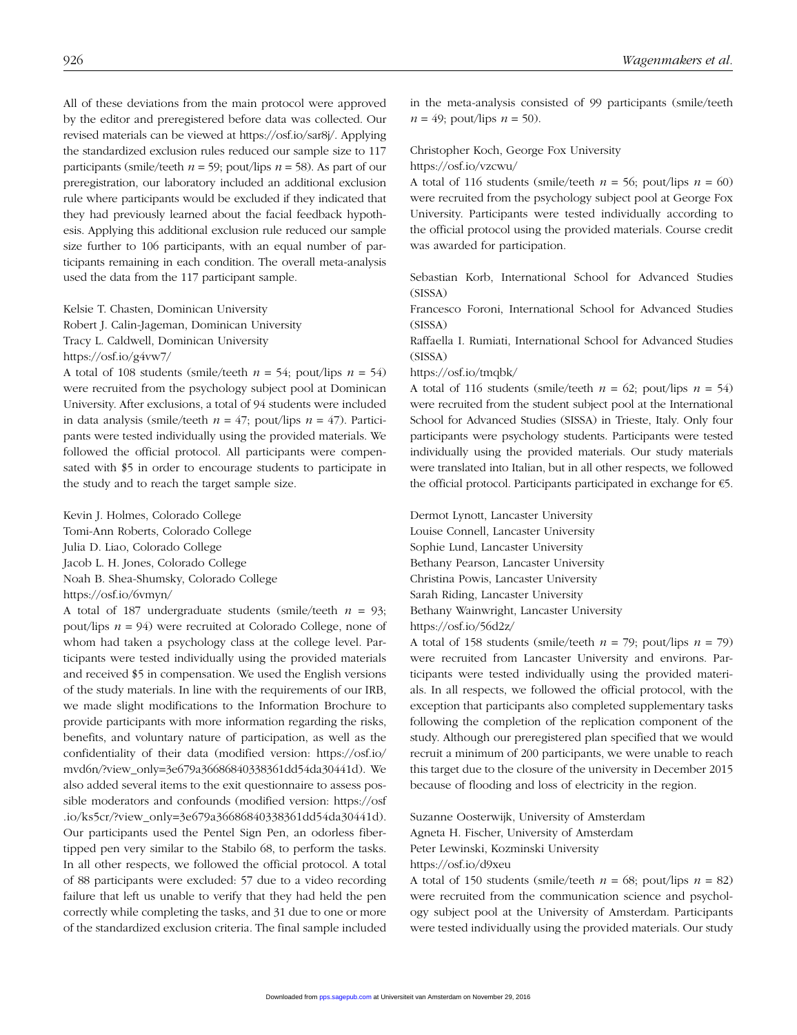All of these deviations from the main protocol were approved by the editor and preregistered before data was collected. Our revised materials can be viewed at https://osf.io/sar8j/. Applying the standardized exclusion rules reduced our sample size to 117 participants (smile/teeth $n = 59$; pout/lips $n = 58$). As part of our preregistration, our laboratory included an additional exclusion rule where participants would be excluded if they indicated that they had previously learned about the facial feedback hypothesis. Applying this additional exclusion rule reduced our sample size further to 106 participants, with an equal number of participants remaining in each condition. The overall meta-analysis used the data from the 117 participant sample.

Kelsie T. Chasten, Dominican University
Robert J. Calin-Jageman, Dominican University
Tracy L. Caldwell, Dominican University
https://osf.io/g4vw7/

A total of 108 students (smile/teeth $n = 54$; pout/lips $n = 54$) were recruited from the psychology subject pool at Dominican University. After exclusions, a total of 94 students were included in data analysis (smile/teeth $n = 47$; pout/lips $n = 47$). Participants were tested individually using the provided materials. We followed the official protocol. All participants were compensated with \$5 in order to encourage students to participate in the study and to reach the target sample size.

Kevin J. Holmes, Colorado College
Tomi-Ann Roberts, Colorado College
Julia D. Liao, Colorado College
Jacob L. H. Jones, Colorado College
Noah B. Shea-Shumsky, Colorado College
https://osf.io/6vmyn/

A total of 187 undergraduate students (smile/teeth $n = 93$; pout/lips $n = 94$) were recruited at Colorado College, none of whom had taken a psychology class at the college level. Participants were tested individually using the provided materials and received \$5 in compensation. We used the English versions of the study materials. In line with the requirements of our IRB, we made slight modifications to the Information Brochure to provide participants with more information regarding the risks, benefits, and voluntary nature of participation, as well as the confidentiality of their data (modified version: https://osf.io/mvd6n/?view_only=3e679a36686840338361dd54da30441d). We also added several items to the exit questionnaire to assess possible moderators and confounds (modified version: https://osf.io/ks5cr/?view_only=3e679a36686840338361dd54da30441d). Our participants used the Pentel Sign Pen, an odorless fiber-tipped pen very similar to the Stabilo 68, to perform the tasks. In all other respects, we followed the official protocol. A total of 88 participants were excluded: 57 due to a video recording failure that left us unable to verify that they had held the pen correctly while completing the tasks, and 31 due to one or more of the standardized exclusion criteria. The final sample included in the meta-analysis consisted of 99 participants (smile/teeth $n = 49$; pout/lips $n = 50$).

Christopher Koch, George Fox University
https://osf.io/vzcwu/

A total of 116 students (smile/teeth $n = 56$; pout/lips $n = 60$) were recruited from the psychology subject pool at George Fox University. Participants were tested individually according to the official protocol using the provided materials. Course credit was awarded for participation.

Sebastian Korb, International School for Advanced Studies (SISSA)
Francesco Foroni, International School for Advanced Studies (SISSA)
Raffaella I. Rumiati, International School for Advanced Studies (SISSA)
https://osf.io/tmqbk/

A total of 116 students (smile/teeth $n = 62$; pout/lips $n = 54$) were recruited from the student subject pool at the International School for Advanced Studies (SISSA) in Trieste, Italy. Only four participants were psychology students. Participants were tested individually using the provided materials. Our study materials were translated into Italian, but in all other respects, we followed the official protocol. Participants participated in exchange for €5.

Dermot Lynott, Lancaster University
Louise Connell, Lancaster University
Sophie Lund, Lancaster University
Bethany Pearson, Lancaster University
Christina Powis, Lancaster University
Sarah Riding, Lancaster University
Bethany Wainwright, Lancaster University
https://osf.io/56d2z/

A total of 158 students (smile/teeth $n = 79$; pout/lips $n = 79$) were recruited from Lancaster University and environs. Participants were tested individually using the provided materials. In all respects, we followed the official protocol, with the exception that participants also completed supplementary tasks following the completion of the replication component of the study. Although our preregistered plan specified that we would recruit a minimum of 200 participants, we were unable to reach this target due to the closure of the university in December 2015 because of flooding and loss of electricity in the region.

Suzanne Oosterwijk, University of Amsterdam
Agneta H. Fischer, University of Amsterdam
Peter Lewinski, Kozminski University
https://osf.io/d9xeu

A total of 150 students (smile/teeth $n = 68$; pout/lips $n = 82$) were recruited from the communication science and psychology subject pool at the University of Amsterdam. Participants were tested individually using the provided materials. Our study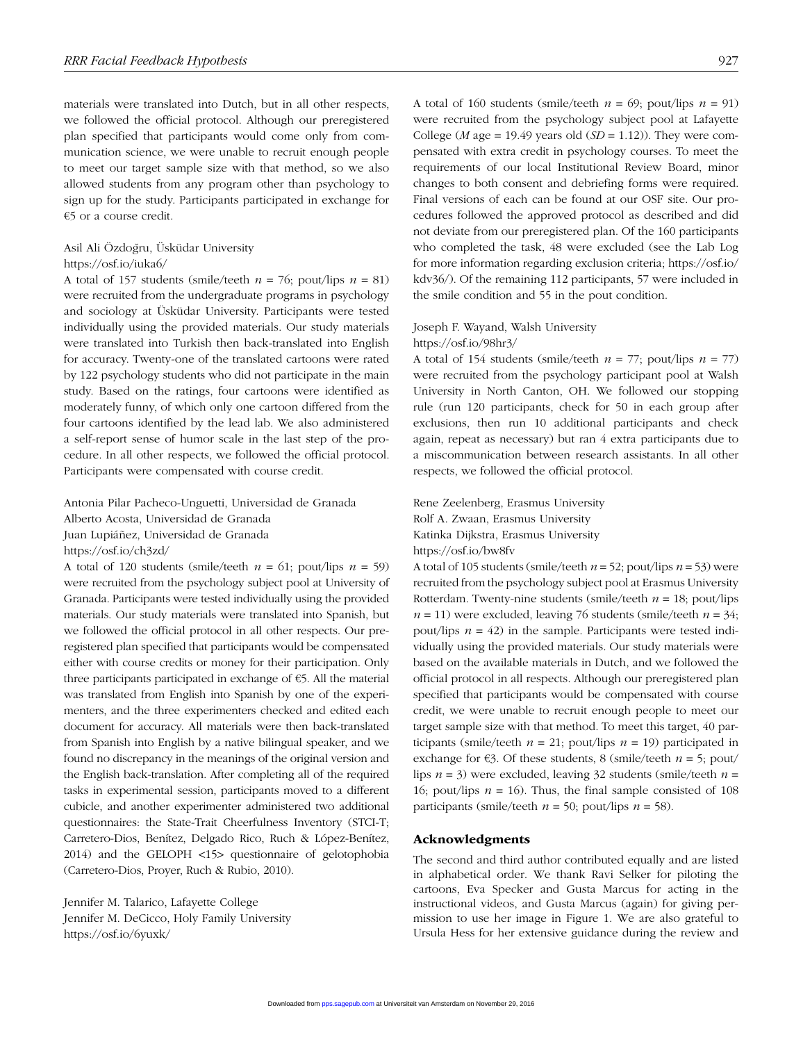materials were translated into Dutch, but in all other respects, we followed the official protocol. Although our preregistered plan specified that participants would come only from communication science, we were unable to recruit enough people to meet our target sample size with that method, so we also allowed students from any program other than psychology to sign up for the study. Participants participated in exchange for €5 or a course credit.

Asil Ali Özdoğru, Üsküdar University
https://osf.io/iuka6/

A total of 157 students (smile/teeth $n$ = 76; pout/lips $n$ = 81) were recruited from the undergraduate programs in psychology and sociology at Üsküdar University. Participants were tested individually using the provided materials. Our study materials were translated into Turkish then back-translated into English for accuracy. Twenty-one of the translated cartoons were rated by 122 psychology students who did not participate in the main study. Based on the ratings, four cartoons were identified as moderately funny, of which only one cartoon differed from the four cartoons identified by the lead lab. We also administered a self-report sense of humor scale in the last step of the procedure. In all other respects, we followed the official protocol. Participants were compensated with course credit.

Antonia Pilar Pacheco-Unguetti, Universidad de Granada
Alberto Acosta, Universidad de Granada
Juan Lupiáñez, Universidad de Granada
https://osf.io/ch3zd/

A total of 120 students (smile/teeth $n$ = 61; pout/lips $n$ = 59) were recruited from the psychology subject pool at University of Granada. Participants were tested individually using the provided materials. Our study materials were translated into Spanish, but we followed the official protocol in all other respects. Our preregistered plan specified that participants would be compensated either with course credits or money for their participation. Only three participants participated in exchange of €5. All the material was translated from English into Spanish by one of the experimenters, and the three experimenters checked and edited each document for accuracy. All materials were then back-translated from Spanish into English by a native bilingual speaker, and we found no discrepancy in the meanings of the original version and the English back-translation. After completing all of the required tasks in experimental session, participants moved to a different cubicle, and another experimenter administered two additional questionnaires: the State-Trait Cheerfulness Inventory (STCI-T; Carretero-Dios, Benítez, Delgado Rico, Ruch & López-Benítez, 2014) and the GELOPH <15> questionnaire of gelotophobia (Carretero-Dios, Proyer, Ruch & Rubio, 2010).

Jennifer M. Talarico, Lafayette College
Jennifer M. DeCicco, Holy Family University
https://osf.io/6yuxk/

A total of 160 students (smile/teeth $n$ = 69; pout/lips $n$ = 91) were recruited from the psychology subject pool at Lafayette College ($M$ age = 19.49 years old ($SD$ = 1.12)). They were compensated with extra credit in psychology courses. To meet the requirements of our local Institutional Review Board, minor changes to both consent and debriefing forms were required. Final versions of each can be found at our OSF site. Our procedures followed the approved protocol as described and did not deviate from our preregistered plan. Of the 160 participants who completed the task, 48 were excluded (see the Lab Log for more information regarding exclusion criteria; https://osf.io/kdv36/). Of the remaining 112 participants, 57 were included in the smile condition and 55 in the pout condition.

Joseph F. Wayand, Walsh University
https://osf.io/98hr3/

A total of 154 students (smile/teeth $n$ = 77; pout/lips $n$ = 77) were recruited from the psychology participant pool at Walsh University in North Canton, OH. We followed our stopping rule (run 120 participants, check for 50 in each group after exclusions, then run 10 additional participants and check again, repeat as necessary) but ran 4 extra participants due to a miscommunication between research assistants. In all other respects, we followed the official protocol.

Rene Zeelenberg, Erasmus University
Rolf A. Zwaan, Erasmus University
Katinka Dijkstra, Erasmus University
https://osf.io/bw8fv

A total of 105 students (smile/teeth $n$ = 52; pout/lips $n$ = 53) were recruited from the psychology subject pool at Erasmus University Rotterdam. Twenty-nine students (smile/teeth $n$ = 18; pout/lips $n$ = 11) were excluded, leaving 76 students (smile/teeth $n$ = 34; pout/lips $n$ = 42) in the sample. Participants were tested individually using the provided materials. Our study materials were based on the available materials in Dutch, and we followed the official protocol in all respects. Although our preregistered plan specified that participants would be compensated with course credit, we were unable to recruit enough people to meet our target sample size with that method. To meet this target, 40 participants (smile/teeth $n$ = 21; pout/lips $n$ = 19) participated in exchange for €3. Of these students, 8 (smile/teeth $n$ = 5; pout/lips $n$ = 3) were excluded, leaving 32 students (smile/teeth $n$ = 16; pout/lips $n$ = 16). Thus, the final sample consisted of 108 participants (smile/teeth $n$ = 50; pout/lips $n$ = 58).

## Acknowledgments

The second and third author contributed equally and are listed in alphabetical order. We thank Ravi Selker for piloting the cartoons, Eva Specker and Gusta Marcus for acting in the instructional videos, and Gusta Marcus (again) for giving permission to use her image in Figure 1. We are also grateful to Ursula Hess for her extensive guidance during the review and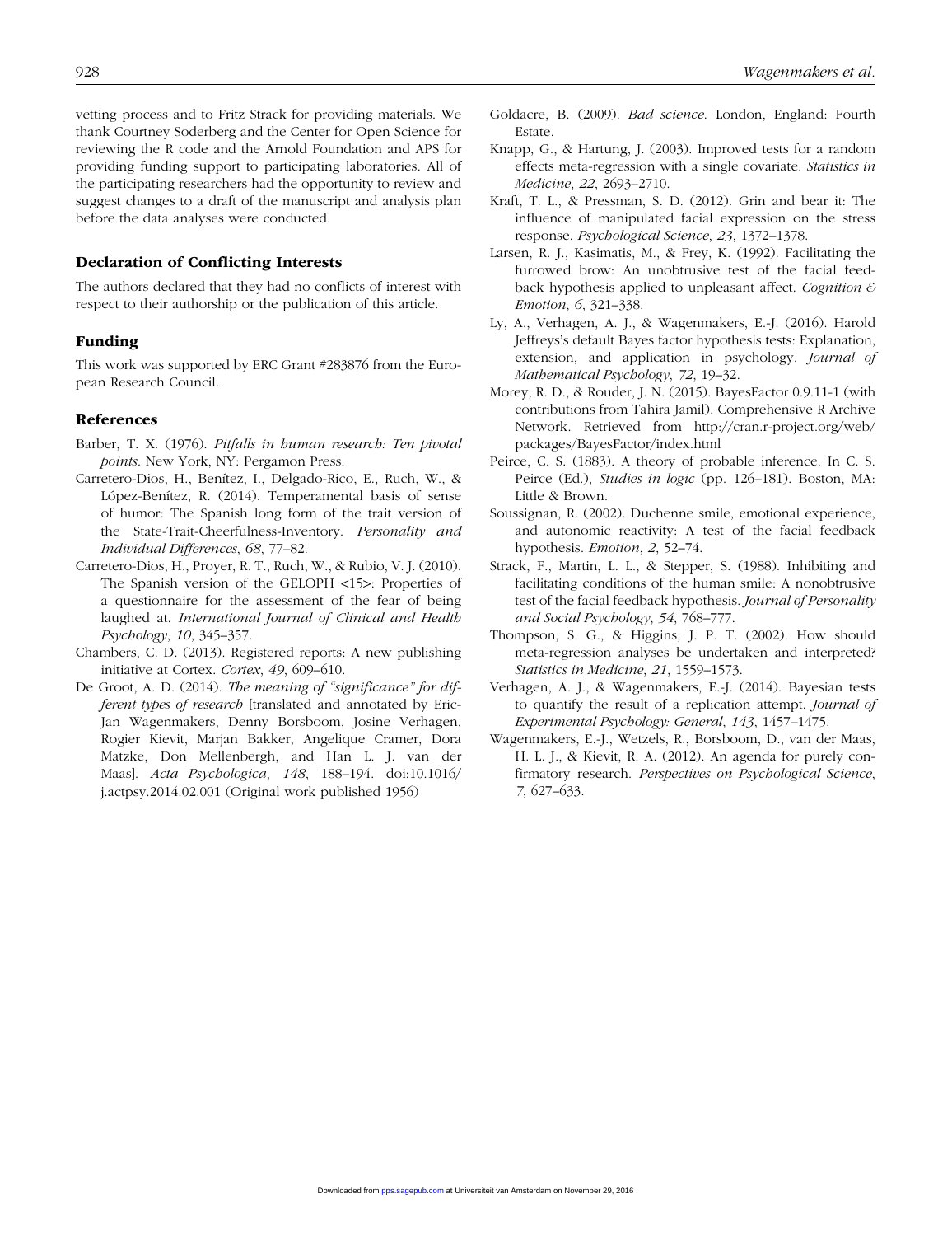vetting process and to Fritz Strack for providing materials. We thank Courtney Soderberg and the Center for Open Science for reviewing the R code and the Arnold Foundation and APS for providing funding support to participating laboratories. All of the participating researchers had the opportunity to review and suggest changes to a draft of the manuscript and analysis plan before the data analyses were conducted.

## Declaration of Conflicting Interests

The authors declared that they had no conflicts of interest with respect to their authorship or the publication of this article.

## Funding

This work was supported by ERC Grant #283876 from the European Research Council.

## References

Barber, T. X. (1976). *Pitfalls in human research: Ten pivotal points*. New York, NY: Pergamon Press.

Carretero-Dios, H., Benítez, I., Delgado-Rico, E., Ruch, W., & López-Benítez, R. (2014). Temperamental basis of sense of humor: The Spanish long form of the trait version of the State-Trait-Cheerfulness-Inventory. *Personality and Individual Differences*, *68*, 77–82.

Carretero-Dios, H., Proyer, R. T., Ruch, W., & Rubio, V. J. (2010). The Spanish version of the GELOPH <15>: Properties of a questionnaire for the assessment of the fear of being laughed at. *International Journal of Clinical and Health Psychology*, *10*, 345–357.

Chambers, C. D. (2013). Registered reports: A new publishing initiative at Cortex. *Cortex*, *49*, 609–610.

De Groot, A. D. (2014). *The meaning of "significance" for different types of research* [translated and annotated by Eric-Jan Wagenmakers, Denny Borsboom, Josine Verhagen, Rogier Kievit, Marjan Bakker, Angelique Cramer, Dora Matzke, Don Mellenbergh, and Han L. J. van der Maas]. *Acta Psychologica*, *148*, 188–194. doi:10.1016/j.actpsy.2014.02.001 (Original work published 1956)

Goldacre, B. (2009). *Bad science*. London, England: Fourth Estate.

Knapp, G., & Hartung, J. (2003). Improved tests for a random effects meta-regression with a single covariate. *Statistics in Medicine*, *22*, 2693–2710.

Kraft, T. L., & Pressman, S. D. (2012). Grin and bear it: The influence of manipulated facial expression on the stress response. *Psychological Science*, *23*, 1372–1378.

Larsen, R. J., Kasimatis, M., & Frey, K. (1992). Facilitating the furrowed brow: An unobtrusive test of the facial feedback hypothesis applied to unpleasant affect. *Cognition & Emotion*, *6*, 321–338.

Ly, A., Verhagen, A. J., & Wagenmakers, E.-J. (2016). Harold Jeffreys's default Bayes factor hypothesis tests: Explanation, extension, and application in psychology. *Journal of Mathematical Psychology*, *72*, 19–32.

Morey, R. D., & Rouder, J. N. (2015). BayesFactor 0.9.11-1 (with contributions from Tahira Jamil). Comprehensive R Archive Network. Retrieved from http://cran.r-project.org/web/packages/BayesFactor/index.html

Peirce, C. S. (1883). A theory of probable inference. In C. S. Peirce (Ed.), *Studies in logic* (pp. 126–181). Boston, MA: Little & Brown.

Soussignan, R. (2002). Duchenne smile, emotional experience, and autonomic reactivity: A test of the facial feedback hypothesis. *Emotion*, *2*, 52–74.

Strack, F., Martin, L. L., & Stepper, S. (1988). Inhibiting and facilitating conditions of the human smile: A nonobtrusive test of the facial feedback hypothesis. *Journal of Personality and Social Psychology*, *54*, 768–777.

Thompson, S. G., & Higgins, J. P. T. (2002). How should meta-regression analyses be undertaken and interpreted? *Statistics in Medicine*, *21*, 1559–1573.

Verhagen, A. J., & Wagenmakers, E.-J. (2014). Bayesian tests to quantify the result of a replication attempt. *Journal of Experimental Psychology: General*, *143*, 1457–1475.

Wagenmakers, E.-J., Wetzels, R., Borsboom, D., van der Maas, H. L. J., & Kievit, R. A. (2012). An agenda for purely confirmatory research. *Perspectives on Psychological Science*, *7*, 627–633.